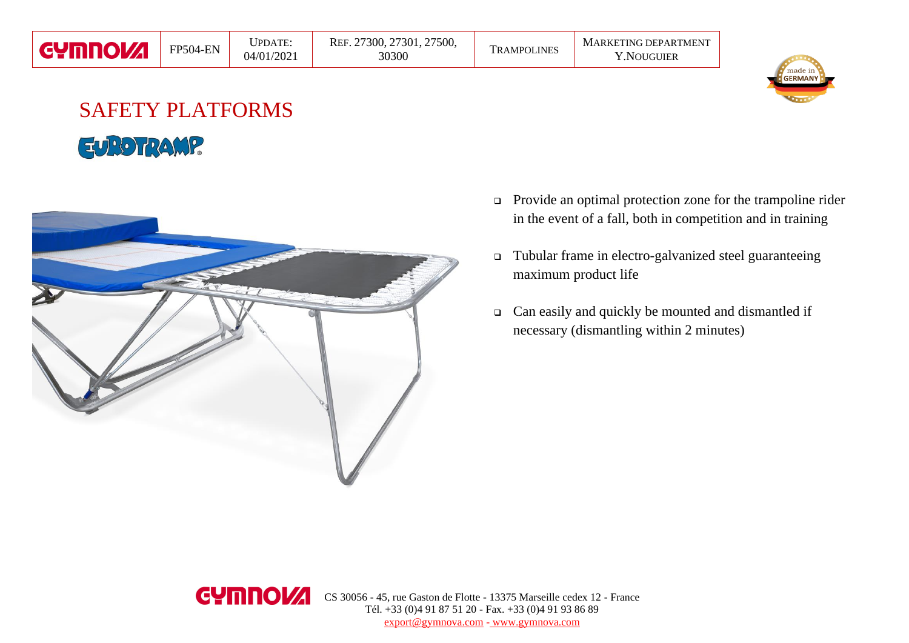| GYMNOVA | FP504-EN | UPDATE: 04/01/2021 | REF. 27300, 27301, 27500, 30300 | TRAMPOLINES | MARKETING DEPARTMENT Y.NOUGUIER |
|---|---|---|---|---|---|

# SAFETY PLATFORMS

EUROTRAMP®

- Provide an optimal protection zone for the trampoline rider in the event of a fall, both in competition and in training
- Tubular frame in electro-galvanized steel guaranteeing maximum product life
- Can easily and quickly be mounted and dismantled if necessary (dismantling within 2 minutes)

CS 30056 - 45, rue Gaston de Flotte - 13375 Marseille cedex 12 - France
Tél. +33 (0)4 91 87 51 20 - Fax. +33 (0)4 91 93 86 89
export@gymnova.com - www.gymnova.com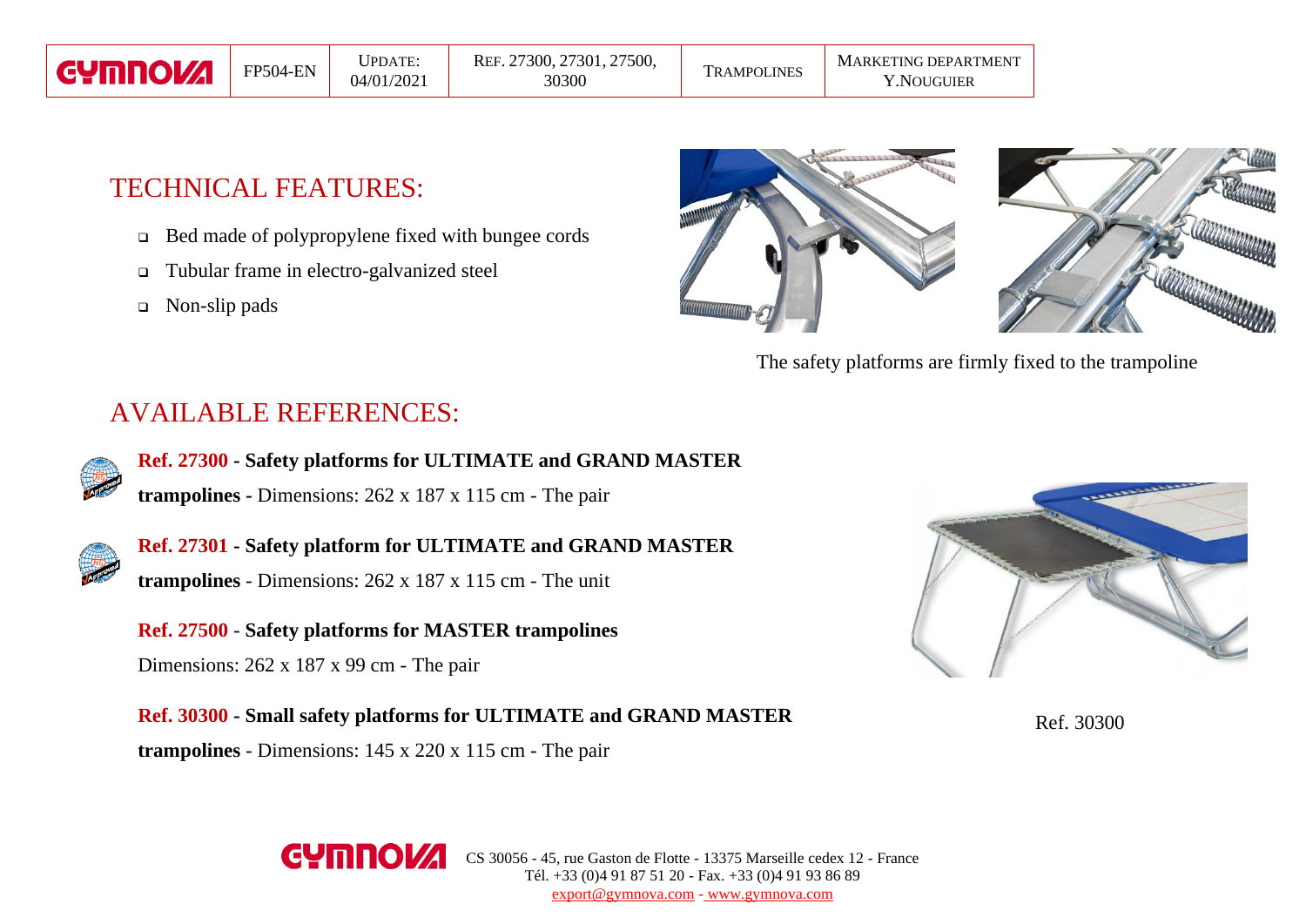## TECHNICAL FEATURES:

- Bed made of polypropylene fixed with bungee cords
- Tubular frame in electro-galvanized steel
- Non-slip pads

The safety platforms are firmly fixed to the trampoline

## AVAILABLE REFERENCES:

**Ref. 27300 - Safety platforms for ULTIMATE and GRAND MASTER trampolines -** Dimensions: 262 x 187 x 115 cm - The pair

**Ref. 27301 - Safety platform for ULTIMATE and GRAND MASTER trampolines** - Dimensions: 262 x 187 x 115 cm - The unit

**Ref. 27500** - **Safety platforms for MASTER trampolines**
Dimensions: 262 x 187 x 99 cm - The pair

**Ref. 30300 - Small safety platforms for ULTIMATE and GRAND MASTER trampolines** - Dimensions: 145 x 220 x 115 cm - The pair

Ref. 30300

CS 30056 - 45, rue Gaston de Flotte - 13375 Marseille cedex 12 - France
Tél. +33 (0)4 91 87 51 20 - Fax. +33 (0)4 91 93 86 89
export@gymnova.com - www.gymnova.com